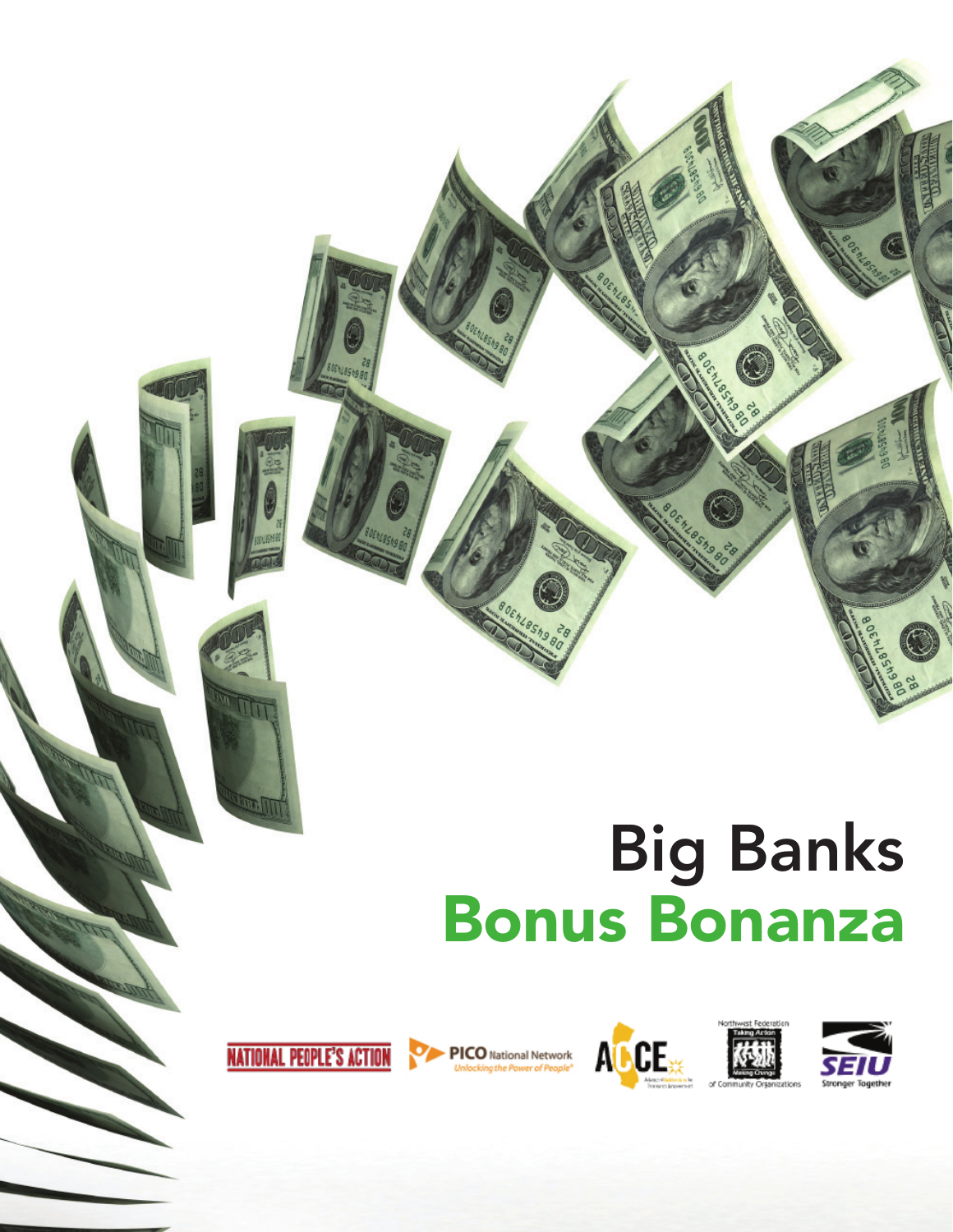# Big Banks Bonus Bonanza

NATIONAL PEOPLE'S ACTION

PICO National Network — Unlocking the Power of People

ACCE

Northwest Federation of Community Organizations — Taking Action, Making Change

SEIU — Stronger Together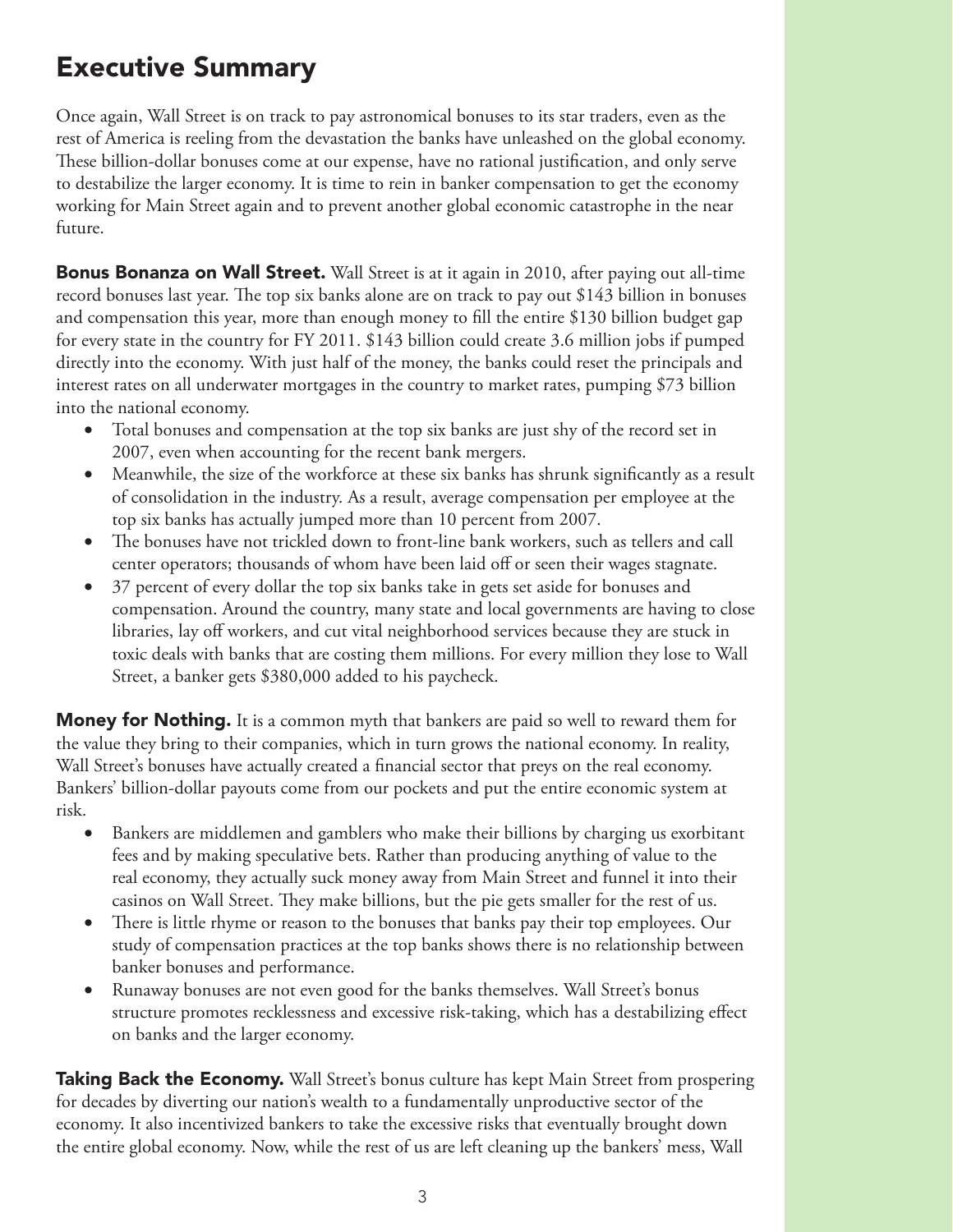# Executive Summary

Once again, Wall Street is on track to pay astronomical bonuses to its star traders, even as the rest of America is reeling from the devastation the banks have unleashed on the global economy. These billion-dollar bonuses come at our expense, have no rational justification, and only serve to destabilize the larger economy. It is time to rein in banker compensation to get the economy working for Main Street again and to prevent another global economic catastrophe in the near future.

**Bonus Bonanza on Wall Street.** Wall Street is at it again in 2010, after paying out all-time record bonuses last year. The top six banks alone are on track to pay out $143 billion in bonuses and compensation this year, more than enough money to fill the entire $130 billion budget gap for every state in the country for FY 2011. $143 billion could create 3.6 million jobs if pumped directly into the economy. With just half of the money, the banks could reset the principals and interest rates on all underwater mortgages in the country to market rates, pumping $73 billion into the national economy.

- Total bonuses and compensation at the top six banks are just shy of the record set in 2007, even when accounting for the recent bank mergers.
- Meanwhile, the size of the workforce at these six banks has shrunk significantly as a result of consolidation in the industry. As a result, average compensation per employee at the top six banks has actually jumped more than 10 percent from 2007.
- The bonuses have not trickled down to front-line bank workers, such as tellers and call center operators; thousands of whom have been laid off or seen their wages stagnate.
- 37 percent of every dollar the top six banks take in gets set aside for bonuses and compensation. Around the country, many state and local governments are having to close libraries, lay off workers, and cut vital neighborhood services because they are stuck in toxic deals with banks that are costing them millions. For every million they lose to Wall Street, a banker gets $380,000 added to his paycheck.

**Money for Nothing.** It is a common myth that bankers are paid so well to reward them for the value they bring to their companies, which in turn grows the national economy. In reality, Wall Street's bonuses have actually created a financial sector that preys on the real economy. Bankers' billion-dollar payouts come from our pockets and put the entire economic system at risk.

- Bankers are middlemen and gamblers who make their billions by charging us exorbitant fees and by making speculative bets. Rather than producing anything of value to the real economy, they actually suck money away from Main Street and funnel it into their casinos on Wall Street. They make billions, but the pie gets smaller for the rest of us.
- There is little rhyme or reason to the bonuses that banks pay their top employees. Our study of compensation practices at the top banks shows there is no relationship between banker bonuses and performance.
- Runaway bonuses are not even good for the banks themselves. Wall Street's bonus structure promotes recklessness and excessive risk-taking, which has a destabilizing effect on banks and the larger economy.

**Taking Back the Economy.** Wall Street's bonus culture has kept Main Street from prospering for decades by diverting our nation's wealth to a fundamentally unproductive sector of the economy. It also incentivized bankers to take the excessive risks that eventually brought down the entire global economy. Now, while the rest of us are left cleaning up the bankers' mess, Wall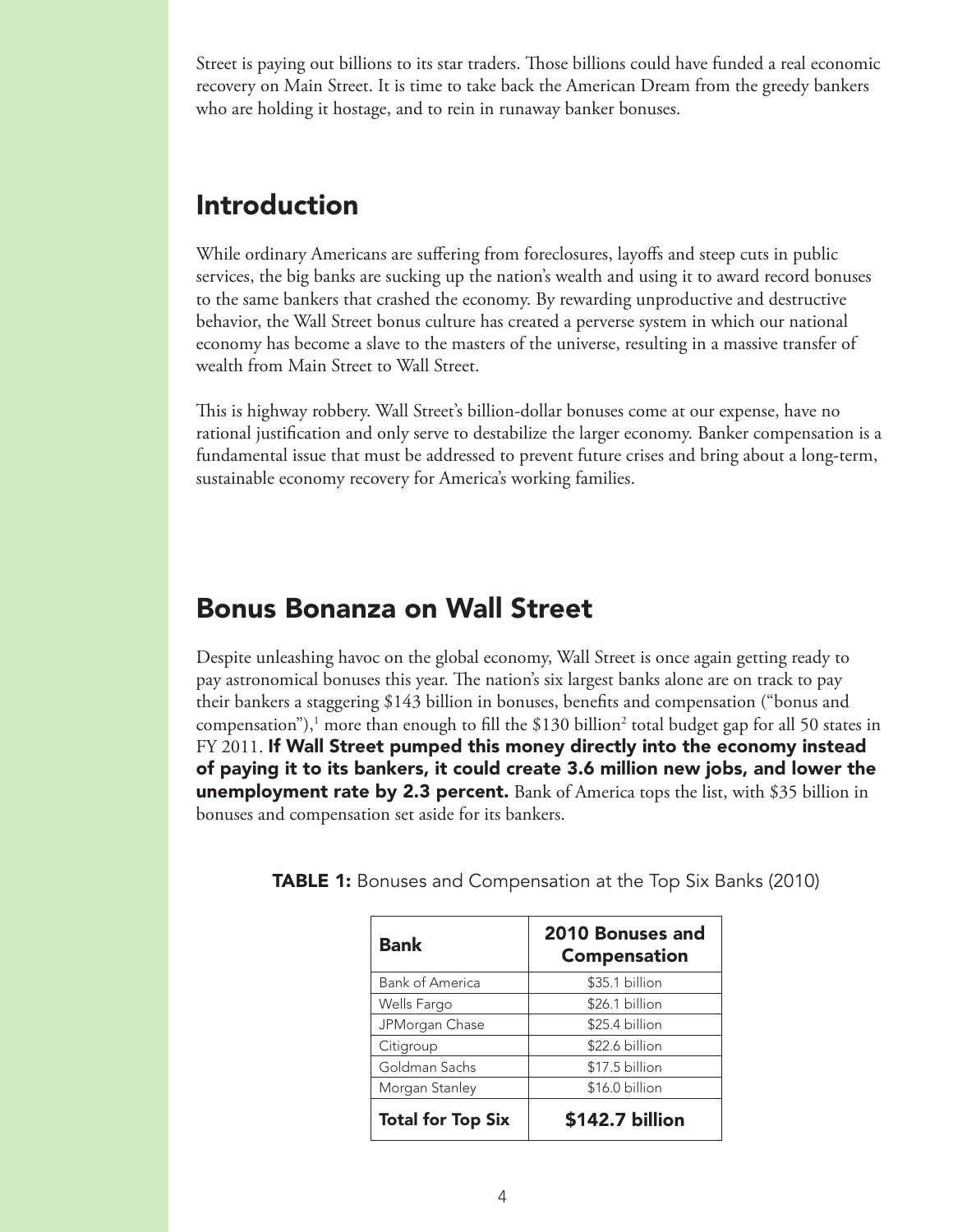Street is paying out billions to its star traders. Those billions could have funded a real economic recovery on Main Street. It is time to take back the American Dream from the greedy bankers who are holding it hostage, and to rein in runaway banker bonuses.

## Introduction

While ordinary Americans are suffering from foreclosures, layoffs and steep cuts in public services, the big banks are sucking up the nation's wealth and using it to award record bonuses to the same bankers that crashed the economy. By rewarding unproductive and destructive behavior, the Wall Street bonus culture has created a perverse system in which our national economy has become a slave to the masters of the universe, resulting in a massive transfer of wealth from Main Street to Wall Street.

This is highway robbery. Wall Street's billion-dollar bonuses come at our expense, have no rational justification and only serve to destabilize the larger economy. Banker compensation is a fundamental issue that must be addressed to prevent future crises and bring about a long-term, sustainable economy recovery for America's working families.

## Bonus Bonanza on Wall Street

Despite unleashing havoc on the global economy, Wall Street is once again getting ready to pay astronomical bonuses this year. The nation's six largest banks alone are on track to pay their bankers a staggering $143 billion in bonuses, benefits and compensation ("bonus and compensation"),[1] more than enough to fill the $130 billion[2] total budget gap for all 50 states in FY 2011. **If Wall Street pumped this money directly into the economy instead of paying it to its bankers, it could create 3.6 million new jobs, and lower the unemployment rate by 2.3 percent.** Bank of America tops the list, with $35 billion in bonuses and compensation set aside for its bankers.

**TABLE 1:** Bonuses and Compensation at the Top Six Banks (2010)

| Bank | 2010 Bonuses and Compensation |
| --- | --- |
| Bank of America | $35.1 billion |
| Wells Fargo | $26.1 billion |
| JPMorgan Chase | $25.4 billion |
| Citigroup | $22.6 billion |
| Goldman Sachs | $17.5 billion |
| Morgan Stanley | $16.0 billion |
| **Total for Top Six** | **$142.7 billion** |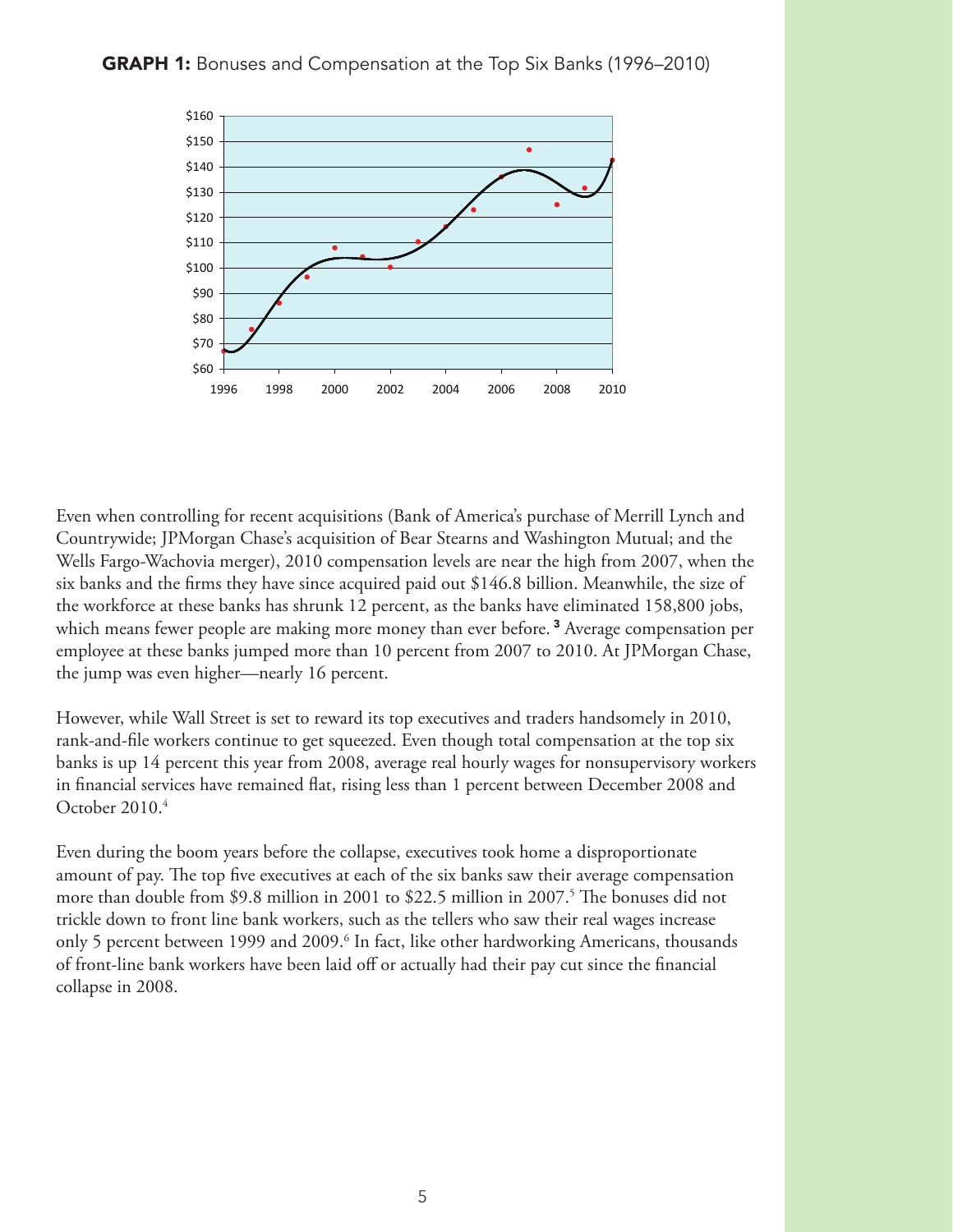**GRAPH 1:** Bonuses and Compensation at the Top Six Banks (1996–2010)

Even when controlling for recent acquisitions (Bank of America's purchase of Merrill Lynch and Countrywide; JPMorgan Chase's acquisition of Bear Stearns and Washington Mutual; and the Wells Fargo-Wachovia merger), 2010 compensation levels are near the high from 2007, when the six banks and the firms they have since acquired paid out $146.8 billion. Meanwhile, the size of the workforce at these banks has shrunk 12 percent, as the banks have eliminated 158,800 jobs, which means fewer people are making more money than ever before. [3] Average compensation per employee at these banks jumped more than 10 percent from 2007 to 2010. At JPMorgan Chase, the jump was even higher—nearly 16 percent.

However, while Wall Street is set to reward its top executives and traders handsomely in 2010, rank-and-file workers continue to get squeezed. Even though total compensation at the top six banks is up 14 percent this year from 2008, average real hourly wages for nonsupervisory workers in financial services have remained flat, rising less than 1 percent between December 2008 and October 2010.[4]

Even during the boom years before the collapse, executives took home a disproportionate amount of pay. The top five executives at each of the six banks saw their average compensation more than double from $9.8 million in 2001 to $22.5 million in 2007.[5] The bonuses did not trickle down to front line bank workers, such as the tellers who saw their real wages increase only 5 percent between 1999 and 2009.[6] In fact, like other hardworking Americans, thousands of front-line bank workers have been laid off or actually had their pay cut since the financial collapse in 2008.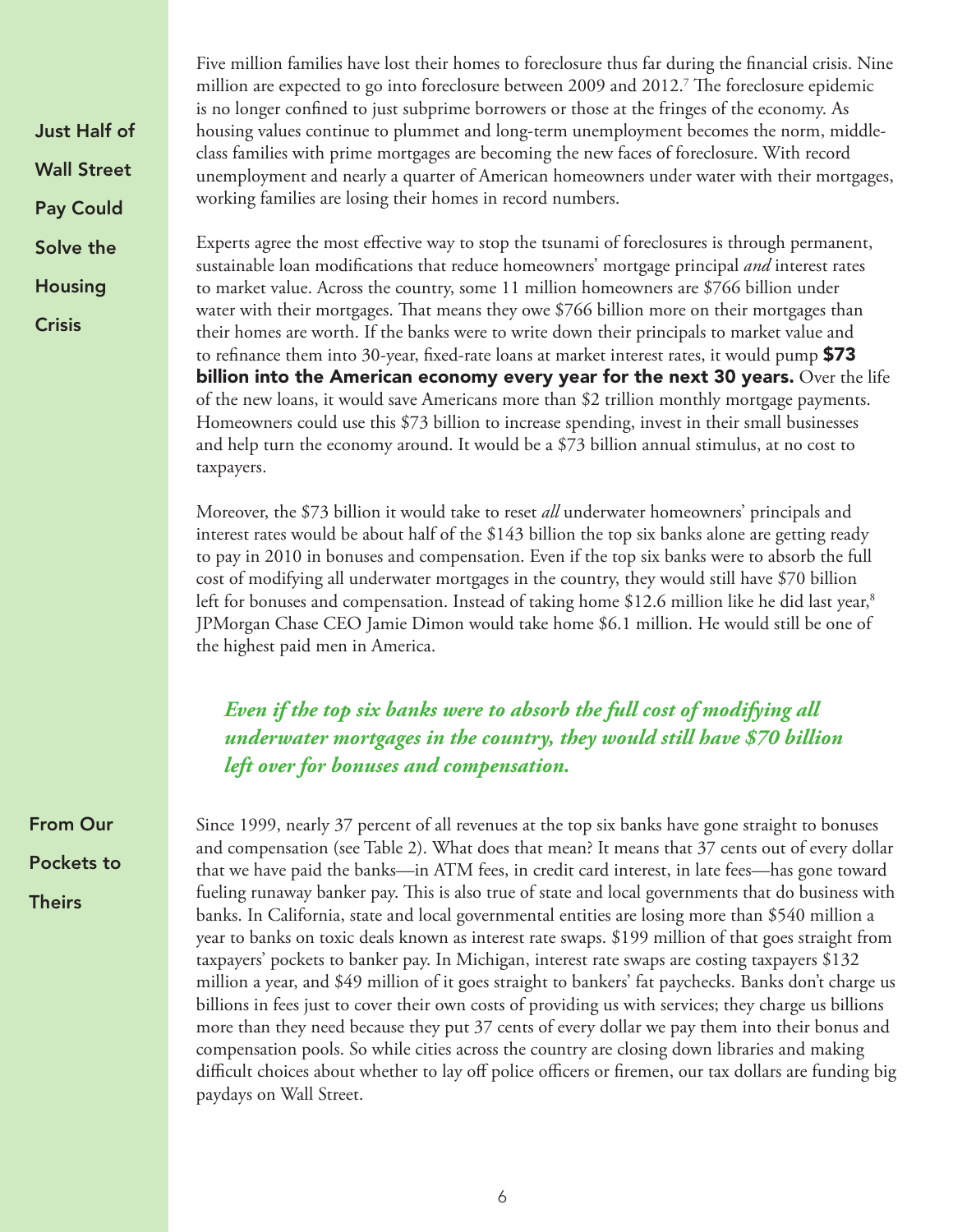## Just Half of Wall Street Pay Could Solve the Housing Crisis

Five million families have lost their homes to foreclosure thus far during the financial crisis. Nine million are expected to go into foreclosure between 2009 and 2012.[7] The foreclosure epidemic is no longer confined to just subprime borrowers or those at the fringes of the economy. As housing values continue to plummet and long-term unemployment becomes the norm, middle-class families with prime mortgages are becoming the new faces of foreclosure. With record unemployment and nearly a quarter of American homeowners under water with their mortgages, working families are losing their homes in record numbers.

Experts agree the most effective way to stop the tsunami of foreclosures is through permanent, sustainable loan modifications that reduce homeowners' mortgage principal *and* interest rates to market value. Across the country, some 11 million homeowners are $766 billion under water with their mortgages. That means they owe $766 billion more on their mortgages than their homes are worth. If the banks were to write down their principals to market value and to refinance them into 30-year, fixed-rate loans at market interest rates, it would pump **$73 billion into the American economy every year for the next 30 years.** Over the life of the new loans, it would save Americans more than $2 trillion monthly mortgage payments. Homeowners could use this $73 billion to increase spending, invest in their small businesses and help turn the economy around. It would be a $73 billion annual stimulus, at no cost to taxpayers.

Moreover, the $73 billion it would take to reset *all* underwater homeowners' principals and interest rates would be about half of the $143 billion the top six banks alone are getting ready to pay in 2010 in bonuses and compensation. Even if the top six banks were to absorb the full cost of modifying all underwater mortgages in the country, they would still have $70 billion left for bonuses and compensation. Instead of taking home $12.6 million like he did last year,[8] JPMorgan Chase CEO Jamie Dimon would take home $6.1 million. He would still be one of the highest paid men in America.

***Even if the top six banks were to absorb the full cost of modifying all underwater mortgages in the country, they would still have $70 billion left over for bonuses and compensation.***

## From Our Pockets to Theirs

Since 1999, nearly 37 percent of all revenues at the top six banks have gone straight to bonuses and compensation (see Table 2). What does that mean? It means that 37 cents out of every dollar that we have paid the banks—in ATM fees, in credit card interest, in late fees—has gone toward fueling runaway banker pay. This is also true of state and local governments that do business with banks. In California, state and local governmental entities are losing more than $540 million a year to banks on toxic deals known as interest rate swaps. $199 million of that goes straight from taxpayers' pockets to banker pay. In Michigan, interest rate swaps are costing taxpayers $132 million a year, and $49 million of it goes straight to bankers' fat paychecks. Banks don't charge us billions in fees just to cover their own costs of providing us with services; they charge us billions more than they need because they put 37 cents of every dollar we pay them into their bonus and compensation pools. So while cities across the country are closing down libraries and making difficult choices about whether to lay off police officers or firemen, our tax dollars are funding big paydays on Wall Street.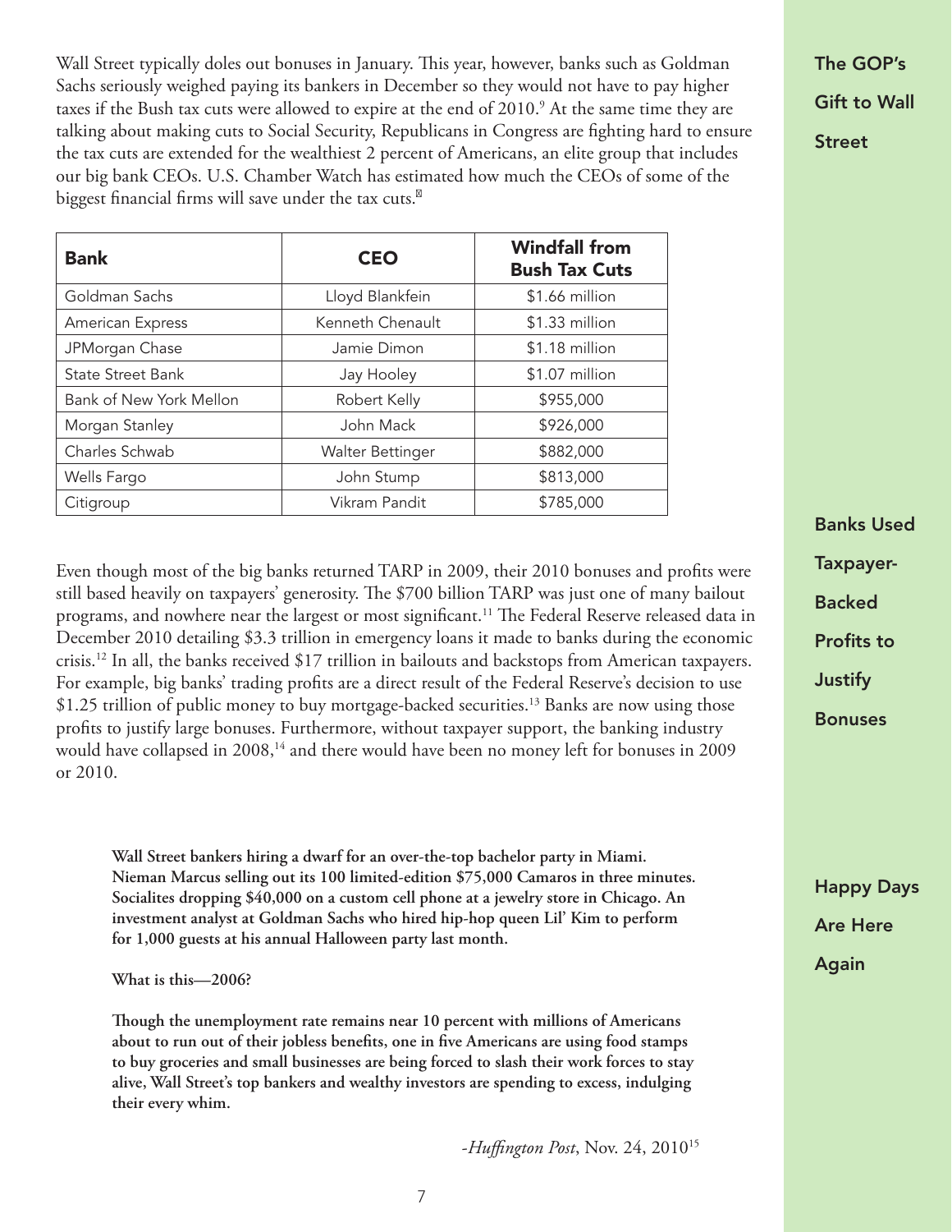## The GOP's Gift to Wall Street

Wall Street typically doles out bonuses in January. This year, however, banks such as Goldman Sachs seriously weighed paying its bankers in December so they would not have to pay higher taxes if the Bush tax cuts were allowed to expire at the end of 2010.[9] At the same time they are talking about making cuts to Social Security, Republicans in Congress are fighting hard to ensure the tax cuts are extended for the wealthiest 2 percent of Americans, an elite group that includes our big bank CEOs. U.S. Chamber Watch has estimated how much the CEOs of some of the biggest financial firms will save under the tax cuts.[10]

| Bank | CEO | Windfall from Bush Tax Cuts |
|---|---|---|
| Goldman Sachs | Lloyd Blankfein | $1.66 million |
| American Express | Kenneth Chenault | $1.33 million |
| JPMorgan Chase | Jamie Dimon | $1.18 million |
| State Street Bank | Jay Hooley | $1.07 million |
| Bank of New York Mellon | Robert Kelly | $955,000 |
| Morgan Stanley | John Mack | $926,000 |
| Charles Schwab | Walter Bettinger | $882,000 |
| Wells Fargo | John Stump | $813,000 |
| Citigroup | Vikram Pandit | $785,000 |

## Banks Used Taxpayer-Backed Profits to Justify Bonuses

Even though most of the big banks returned TARP in 2009, their 2010 bonuses and profits were still based heavily on taxpayers' generosity. The $700 billion TARP was just one of many bailout programs, and nowhere near the largest or most significant.[11] The Federal Reserve released data in December 2010 detailing $3.3 trillion in emergency loans it made to banks during the economic crisis.[12] In all, the banks received $17 trillion in bailouts and backstops from American taxpayers. For example, big banks' trading profits are a direct result of the Federal Reserve's decision to use $1.25 trillion of public money to buy mortgage-backed securities.[13] Banks are now using those profits to justify large bonuses. Furthermore, without taxpayer support, the banking industry would have collapsed in 2008,[14] and there would have been no money left for bonuses in 2009 or 2010.

## Happy Days Are Here Again

> **Wall Street bankers hiring a dwarf for an over-the-top bachelor party in Miami. Nieman Marcus selling out its 100 limited-edition $75,000 Camaros in three minutes. Socialites dropping $40,000 on a custom cell phone at a jewelry store in Chicago. An investment analyst at Goldman Sachs who hired hip-hop queen Lil' Kim to perform for 1,000 guests at his annual Halloween party last month.**
>
> **What is this—2006?**
>
> **Though the unemployment rate remains near 10 percent with millions of Americans about to run out of their jobless benefits, one in five Americans are using food stamps to buy groceries and small businesses are being forced to slash their work forces to stay alive, Wall Street's top bankers and wealthy investors are spending to excess, indulging their every whim.**
>
> -*Huffington Post*, Nov. 24, 2010[15]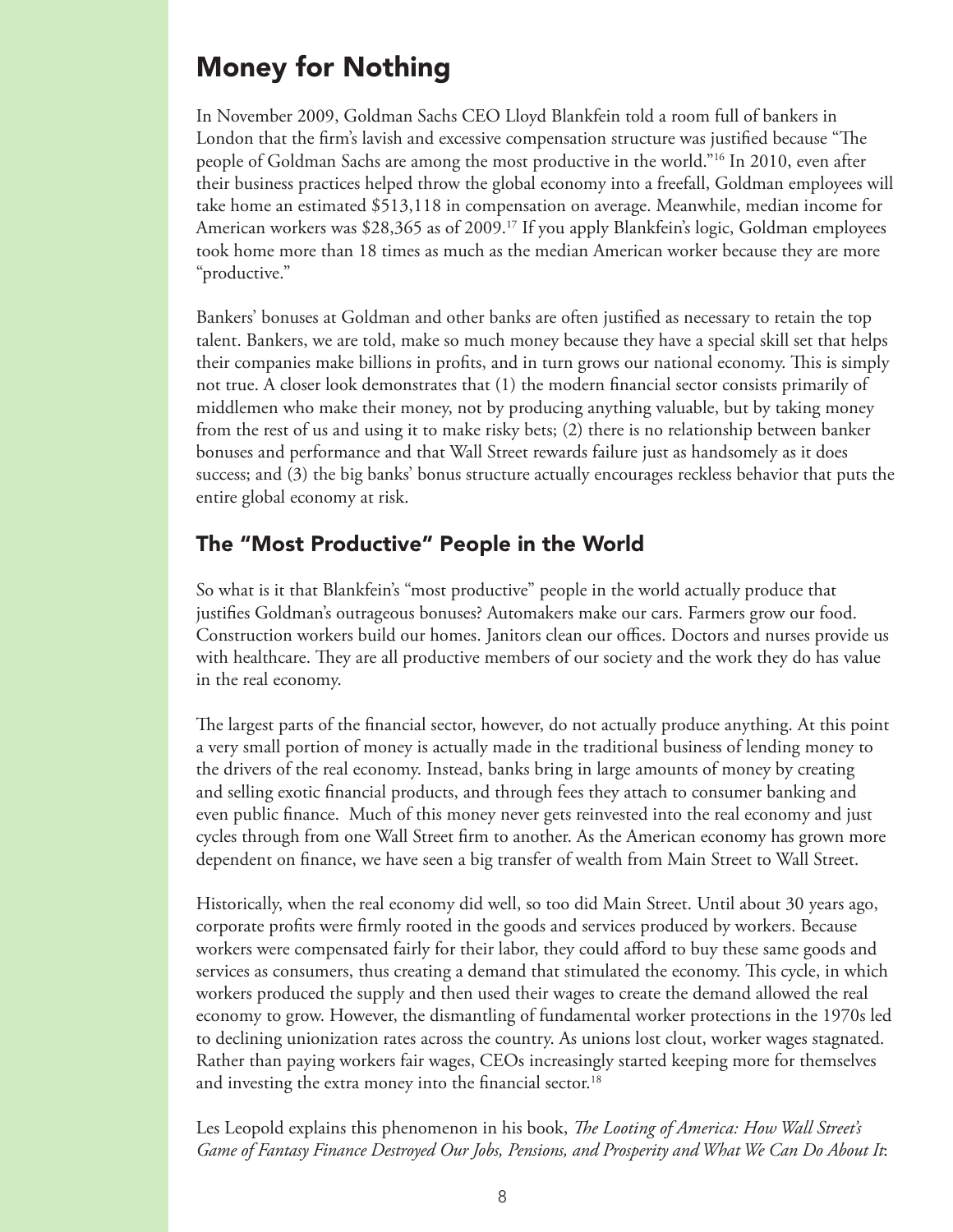# Money for Nothing

In November 2009, Goldman Sachs CEO Lloyd Blankfein told a room full of bankers in London that the firm's lavish and excessive compensation structure was justified because "The people of Goldman Sachs are among the most productive in the world."[16] In 2010, even after their business practices helped throw the global economy into a freefall, Goldman employees will take home an estimated $513,118 in compensation on average. Meanwhile, median income for American workers was $28,365 as of 2009.[17] If you apply Blankfein's logic, Goldman employees took home more than 18 times as much as the median American worker because they are more "productive."

Bankers' bonuses at Goldman and other banks are often justified as necessary to retain the top talent. Bankers, we are told, make so much money because they have a special skill set that helps their companies make billions in profits, and in turn grows our national economy. This is simply not true. A closer look demonstrates that (1) the modern financial sector consists primarily of middlemen who make their money, not by producing anything valuable, but by taking money from the rest of us and using it to make risky bets; (2) there is no relationship between banker bonuses and performance and that Wall Street rewards failure just as handsomely as it does success; and (3) the big banks' bonus structure actually encourages reckless behavior that puts the entire global economy at risk.

## The "Most Productive" People in the World

So what is it that Blankfein's "most productive" people in the world actually produce that justifies Goldman's outrageous bonuses? Automakers make our cars. Farmers grow our food. Construction workers build our homes. Janitors clean our offices. Doctors and nurses provide us with healthcare. They are all productive members of our society and the work they do has value in the real economy.

The largest parts of the financial sector, however, do not actually produce anything. At this point a very small portion of money is actually made in the traditional business of lending money to the drivers of the real economy. Instead, banks bring in large amounts of money by creating and selling exotic financial products, and through fees they attach to consumer banking and even public finance. Much of this money never gets reinvested into the real economy and just cycles through from one Wall Street firm to another. As the American economy has grown more dependent on finance, we have seen a big transfer of wealth from Main Street to Wall Street.

Historically, when the real economy did well, so too did Main Street. Until about 30 years ago, corporate profits were firmly rooted in the goods and services produced by workers. Because workers were compensated fairly for their labor, they could afford to buy these same goods and services as consumers, thus creating a demand that stimulated the economy. This cycle, in which workers produced the supply and then used their wages to create the demand allowed the real economy to grow. However, the dismantling of fundamental worker protections in the 1970s led to declining unionization rates across the country. As unions lost clout, worker wages stagnated. Rather than paying workers fair wages, CEOs increasingly started keeping more for themselves and investing the extra money into the financial sector.[18]

Les Leopold explains this phenomenon in his book, *The Looting of America: How Wall Street's Game of Fantasy Finance Destroyed Our Jobs, Pensions, and Prosperity and What We Can Do About It*: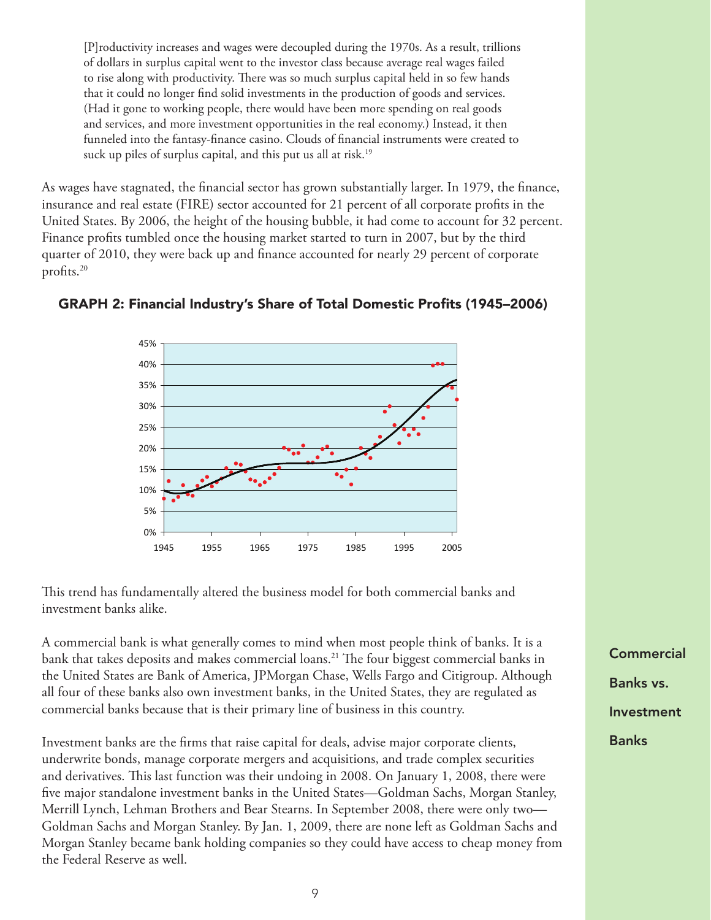> [P]roductivity increases and wages were decoupled during the 1970s. As a result, trillions of dollars in surplus capital went to the investor class because average real wages failed to rise along with productivity. There was so much surplus capital held in so few hands that it could no longer find solid investments in the production of goods and services. (Had it gone to working people, there would have been more spending on real goods and services, and more investment opportunities in the real economy.) Instead, it then funneled into the fantasy-finance casino. Clouds of financial instruments were created to suck up piles of surplus capital, and this put us all at risk.[19]

As wages have stagnated, the financial sector has grown substantially larger. In 1979, the finance, insurance and real estate (FIRE) sector accounted for 21 percent of all corporate profits in the United States. By 2006, the height of the housing bubble, it had come to account for 32 percent. Finance profits tumbled once the housing market started to turn in 2007, but by the third quarter of 2010, they were back up and finance accounted for nearly 29 percent of corporate profits.[20]

**GRAPH 2: Financial Industry's Share of Total Domestic Profits (1945–2006)**

This trend has fundamentally altered the business model for both commercial banks and investment banks alike.

## Commercial Banks vs. Investment Banks

A commercial bank is what generally comes to mind when most people think of banks. It is a bank that takes deposits and makes commercial loans.[21] The four biggest commercial banks in the United States are Bank of America, JPMorgan Chase, Wells Fargo and Citigroup. Although all four of these banks also own investment banks, in the United States, they are regulated as commercial banks because that is their primary line of business in this country.

Investment banks are the firms that raise capital for deals, advise major corporate clients, underwrite bonds, manage corporate mergers and acquisitions, and trade complex securities and derivatives. This last function was their undoing in 2008. On January 1, 2008, there were five major standalone investment banks in the United States—Goldman Sachs, Morgan Stanley, Merrill Lynch, Lehman Brothers and Bear Stearns. In September 2008, there were only two—Goldman Sachs and Morgan Stanley. By Jan. 1, 2009, there are none left as Goldman Sachs and Morgan Stanley became bank holding companies so they could have access to cheap money from the Federal Reserve as well.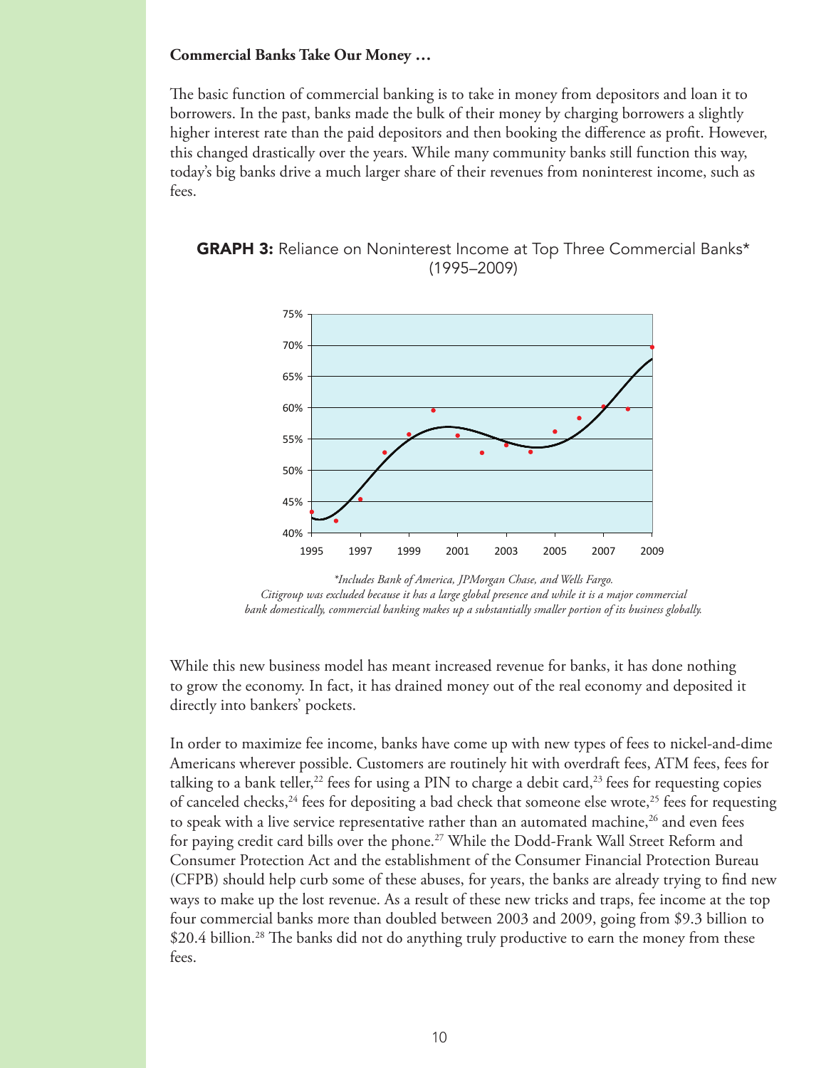**Commercial Banks Take Our Money …**

The basic function of commercial banking is to take in money from depositors and loan it to borrowers. In the past, banks made the bulk of their money by charging borrowers a slightly higher interest rate than the paid depositors and then booking the difference as profit. However, this changed drastically over the years. While many community banks still function this way, today's big banks drive a much larger share of their revenues from noninterest income, such as fees.

**GRAPH 3:** Reliance on Noninterest Income at Top Three Commercial Banks* (1995–2009)

*\*Includes Bank of America, JPMorgan Chase, and Wells Fargo. Citigroup was excluded because it has a large global presence and while it is a major commercial bank domestically, commercial banking makes up a substantially smaller portion of its business globally.*

While this new business model has meant increased revenue for banks, it has done nothing to grow the economy. In fact, it has drained money out of the real economy and deposited it directly into bankers' pockets.

In order to maximize fee income, banks have come up with new types of fees to nickel-and-dime Americans wherever possible. Customers are routinely hit with overdraft fees, ATM fees, fees for talking to a bank teller,[22] fees for using a PIN to charge a debit card,[23] fees for requesting copies of canceled checks,[24] fees for depositing a bad check that someone else wrote,[25] fees for requesting to speak with a live service representative rather than an automated machine,[26] and even fees for paying credit card bills over the phone.[27] While the Dodd-Frank Wall Street Reform and Consumer Protection Act and the establishment of the Consumer Financial Protection Bureau (CFPB) should help curb some of these abuses, for years, the banks are already trying to find new ways to make up the lost revenue. As a result of these new tricks and traps, fee income at the top four commercial banks more than doubled between 2003 and 2009, going from $9.3 billion to $20.4 billion.[28] The banks did not do anything truly productive to earn the money from these fees.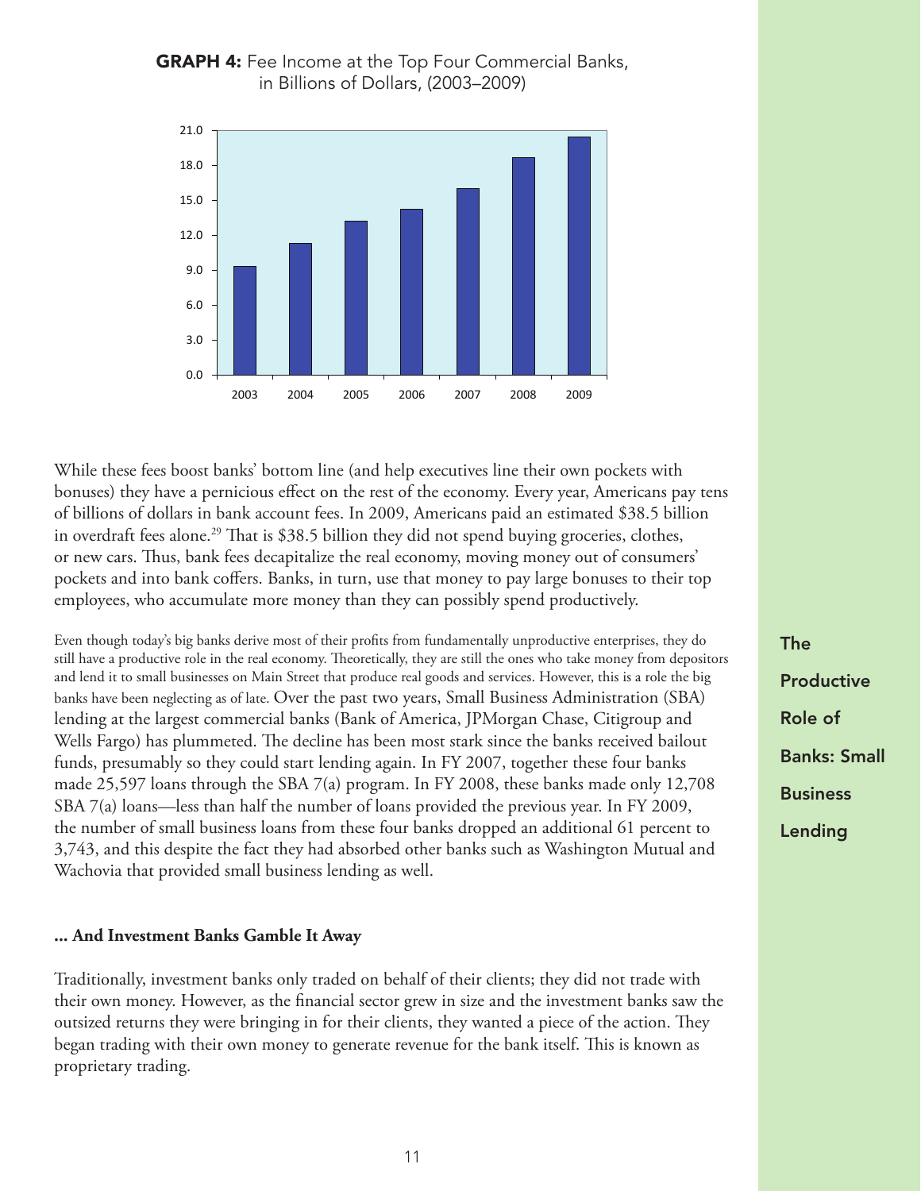**GRAPH 4:** Fee Income at the Top Four Commercial Banks, in Billions of Dollars, (2003–2009)

While these fees boost banks' bottom line (and help executives line their own pockets with bonuses) they have a pernicious effect on the rest of the economy. Every year, Americans pay tens of billions of dollars in bank account fees. In 2009, Americans paid an estimated $38.5 billion in overdraft fees alone.[29] That is $38.5 billion they did not spend buying groceries, clothes, or new cars. Thus, bank fees decapitalize the real economy, moving money out of consumers' pockets and into bank coffers. Banks, in turn, use that money to pay large bonuses to their top employees, who accumulate more money than they can possibly spend productively.

## The Productive Role of Banks: Small Business Lending

Even though today's big banks derive most of their profits from fundamentally unproductive enterprises, they do still have a productive role in the real economy. Theoretically, they are still the ones who take money from depositors and lend it to small businesses on Main Street that produce real goods and services. However, this is a role the big banks have been neglecting as of late. Over the past two years, Small Business Administration (SBA) lending at the largest commercial banks (Bank of America, JPMorgan Chase, Citigroup and Wells Fargo) has plummeted. The decline has been most stark since the banks received bailout funds, presumably so they could start lending again. In FY 2007, together these four banks made 25,597 loans through the SBA 7(a) program. In FY 2008, these banks made only 12,708 SBA 7(a) loans—less than half the number of loans provided the previous year. In FY 2009, the number of small business loans from these four banks dropped an additional 61 percent to 3,743, and this despite the fact they had absorbed other banks such as Washington Mutual and Wachovia that provided small business lending as well.

### ... And Investment Banks Gamble It Away

Traditionally, investment banks only traded on behalf of their clients; they did not trade with their own money. However, as the financial sector grew in size and the investment banks saw the outsized returns they were bringing in for their clients, they wanted a piece of the action. They began trading with their own money to generate revenue for the bank itself. This is known as proprietary trading.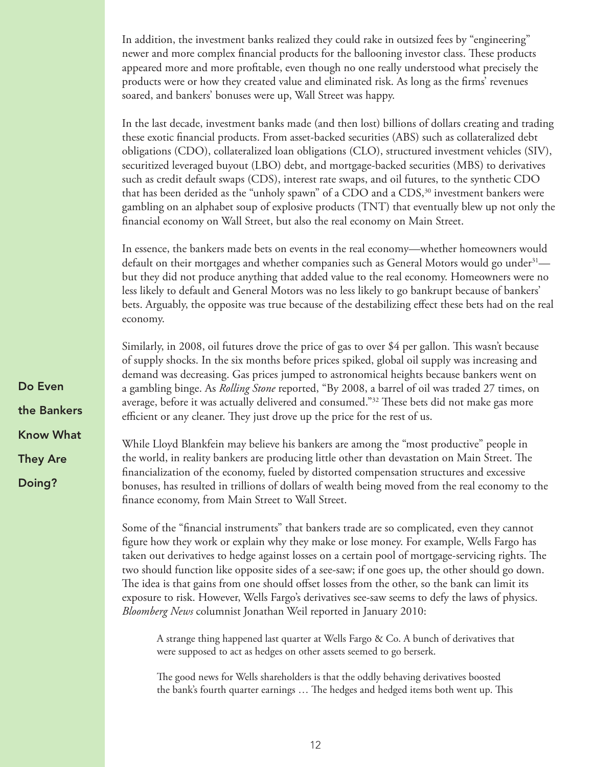In addition, the investment banks realized they could rake in outsized fees by "engineering" newer and more complex financial products for the ballooning investor class. These products appeared more and more profitable, even though no one really understood what precisely the products were or how they created value and eliminated risk. As long as the firms' revenues soared, and bankers' bonuses were up, Wall Street was happy.

In the last decade, investment banks made (and then lost) billions of dollars creating and trading these exotic financial products. From asset-backed securities (ABS) such as collateralized debt obligations (CDO), collateralized loan obligations (CLO), structured investment vehicles (SIV), securitized leveraged buyout (LBO) debt, and mortgage-backed securities (MBS) to derivatives such as credit default swaps (CDS), interest rate swaps, and oil futures, to the synthetic CDO that has been derided as the "unholy spawn" of a CDO and a CDS,[30] investment bankers were gambling on an alphabet soup of explosive products (TNT) that eventually blew up not only the financial economy on Wall Street, but also the real economy on Main Street.

In essence, the bankers made bets on events in the real economy—whether homeowners would default on their mortgages and whether companies such as General Motors would go under[31]—but they did not produce anything that added value to the real economy. Homeowners were no less likely to default and General Motors was no less likely to go bankrupt because of bankers' bets. Arguably, the opposite was true because of the destabilizing effect these bets had on the real economy.

Similarly, in 2008, oil futures drove the price of gas to over $4 per gallon. This wasn't because of supply shocks. In the six months before prices spiked, global oil supply was increasing and demand was decreasing. Gas prices jumped to astronomical heights because bankers went on a gambling binge. As *Rolling Stone* reported, "By 2008, a barrel of oil was traded 27 times, on average, before it was actually delivered and consumed."[32] These bets did not make gas more efficient or any cleaner. They just drove up the price for the rest of us.

## Do Even the Bankers Know What They Are Doing?

While Lloyd Blankfein may believe his bankers are among the "most productive" people in the world, in reality bankers are producing little other than devastation on Main Street. The financialization of the economy, fueled by distorted compensation structures and excessive bonuses, has resulted in trillions of dollars of wealth being moved from the real economy to the finance economy, from Main Street to Wall Street.

Some of the "financial instruments" that bankers trade are so complicated, even they cannot figure how they work or explain why they make or lose money. For example, Wells Fargo has taken out derivatives to hedge against losses on a certain pool of mortgage-servicing rights. The two should function like opposite sides of a see-saw; if one goes up, the other should go down. The idea is that gains from one should offset losses from the other, so the bank can limit its exposure to risk. However, Wells Fargo's derivatives see-saw seems to defy the laws of physics. *Bloomberg News* columnist Jonathan Weil reported in January 2010:

> A strange thing happened last quarter at Wells Fargo & Co. A bunch of derivatives that were supposed to act as hedges on other assets seemed to go berserk.
>
> The good news for Wells shareholders is that the oddly behaving derivatives boosted the bank's fourth quarter earnings … The hedges and hedged items both went up. This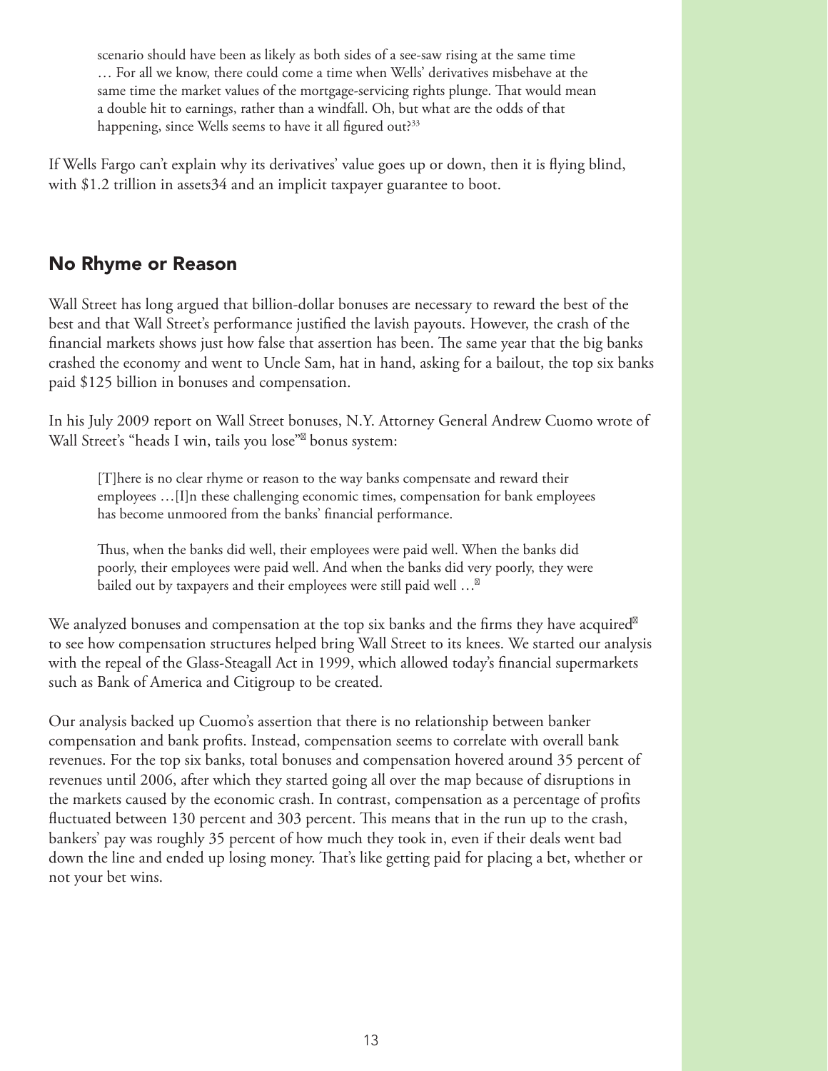scenario should have been as likely as both sides of a see-saw rising at the same time … For all we know, there could come a time when Wells' derivatives misbehave at the same time the market values of the mortgage-servicing rights plunge. That would mean a double hit to earnings, rather than a windfall. Oh, but what are the odds of that happening, since Wells seems to have it all figured out?[33]

If Wells Fargo can't explain why its derivatives' value goes up or down, then it is flying blind, with $1.2 trillion in assets34 and an implicit taxpayer guarantee to boot.

## No Rhyme or Reason

Wall Street has long argued that billion-dollar bonuses are necessary to reward the best of the best and that Wall Street's performance justified the lavish payouts. However, the crash of the financial markets shows just how false that assertion has been. The same year that the big banks crashed the economy and went to Uncle Sam, hat in hand, asking for a bailout, the top six banks paid $125 billion in bonuses and compensation.

In his July 2009 report on Wall Street bonuses, N.Y. Attorney General Andrew Cuomo wrote of Wall Street's "heads I win, tails you lose" bonus system:

> [T]here is no clear rhyme or reason to the way banks compensate and reward their employees …[I]n these challenging economic times, compensation for bank employees has become unmoored from the banks' financial performance.
>
> Thus, when the banks did well, their employees were paid well. When the banks did poorly, their employees were paid well. And when the banks did very poorly, they were bailed out by taxpayers and their employees were still paid well …

We analyzed bonuses and compensation at the top six banks and the firms they have acquired to see how compensation structures helped bring Wall Street to its knees. We started our analysis with the repeal of the Glass-Steagall Act in 1999, which allowed today's financial supermarkets such as Bank of America and Citigroup to be created.

Our analysis backed up Cuomo's assertion that there is no relationship between banker compensation and bank profits. Instead, compensation seems to correlate with overall bank revenues. For the top six banks, total bonuses and compensation hovered around 35 percent of revenues until 2006, after which they started going all over the map because of disruptions in the markets caused by the economic crash. In contrast, compensation as a percentage of profits fluctuated between 130 percent and 303 percent. This means that in the run up to the crash, bankers' pay was roughly 35 percent of how much they took in, even if their deals went bad down the line and ended up losing money. That's like getting paid for placing a bet, whether or not your bet wins.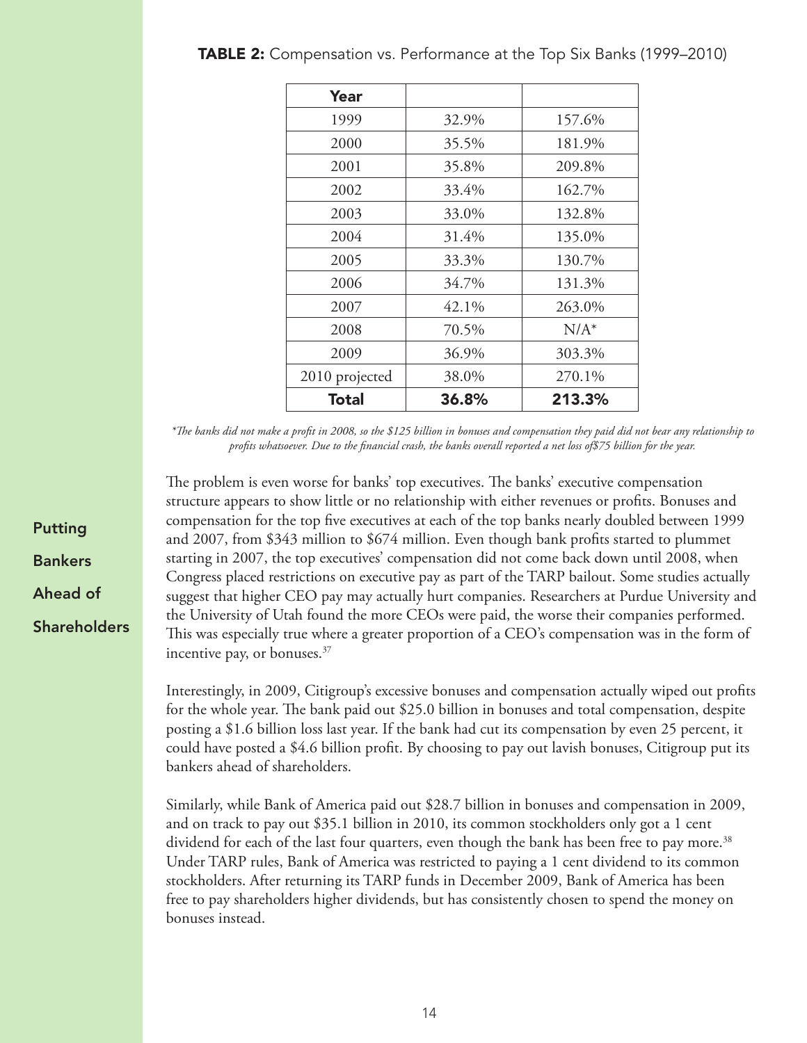**TABLE 2:** Compensation vs. Performance at the Top Six Banks (1999–2010)

| Year | | |
|---|---|---|
| 1999 | 32.9% | 157.6% |
| 2000 | 35.5% | 181.9% |
| 2001 | 35.8% | 209.8% |
| 2002 | 33.4% | 162.7% |
| 2003 | 33.0% | 132.8% |
| 2004 | 31.4% | 135.0% |
| 2005 | 33.3% | 130.7% |
| 2006 | 34.7% | 131.3% |
| 2007 | 42.1% | 263.0% |
| 2008 | 70.5% | N/A* |
| 2009 | 36.9% | 303.3% |
| 2010 projected | 38.0% | 270.1% |
| **Total** | **36.8%** | **213.3%** |

*\*The banks did not make a profit in 2008, so the $125 billion in bonuses and compensation they paid did not bear any relationship to profits whatsoever. Due to the financial crash, the banks overall reported a net loss of$75 billion for the year.*

## Putting Bankers Ahead of Shareholders

The problem is even worse for banks' top executives. The banks' executive compensation structure appears to show little or no relationship with either revenues or profits. Bonuses and compensation for the top five executives at each of the top banks nearly doubled between 1999 and 2007, from $343 million to $674 million. Even though bank profits started to plummet starting in 2007, the top executives' compensation did not come back down until 2008, when Congress placed restrictions on executive pay as part of the TARP bailout. Some studies actually suggest that higher CEO pay may actually hurt companies. Researchers at Purdue University and the University of Utah found the more CEOs were paid, the worse their companies performed. This was especially true where a greater proportion of a CEO's compensation was in the form of incentive pay, or bonuses.[37]

Interestingly, in 2009, Citigroup's excessive bonuses and compensation actually wiped out profits for the whole year. The bank paid out $25.0 billion in bonuses and total compensation, despite posting a $1.6 billion loss last year. If the bank had cut its compensation by even 25 percent, it could have posted a $4.6 billion profit. By choosing to pay out lavish bonuses, Citigroup put its bankers ahead of shareholders.

Similarly, while Bank of America paid out $28.7 billion in bonuses and compensation in 2009, and on track to pay out $35.1 billion in 2010, its common stockholders only got a 1 cent dividend for each of the last four quarters, even though the bank has been free to pay more.[38] Under TARP rules, Bank of America was restricted to paying a 1 cent dividend to its common stockholders. After returning its TARP funds in December 2009, Bank of America has been free to pay shareholders higher dividends, but has consistently chosen to spend the money on bonuses instead.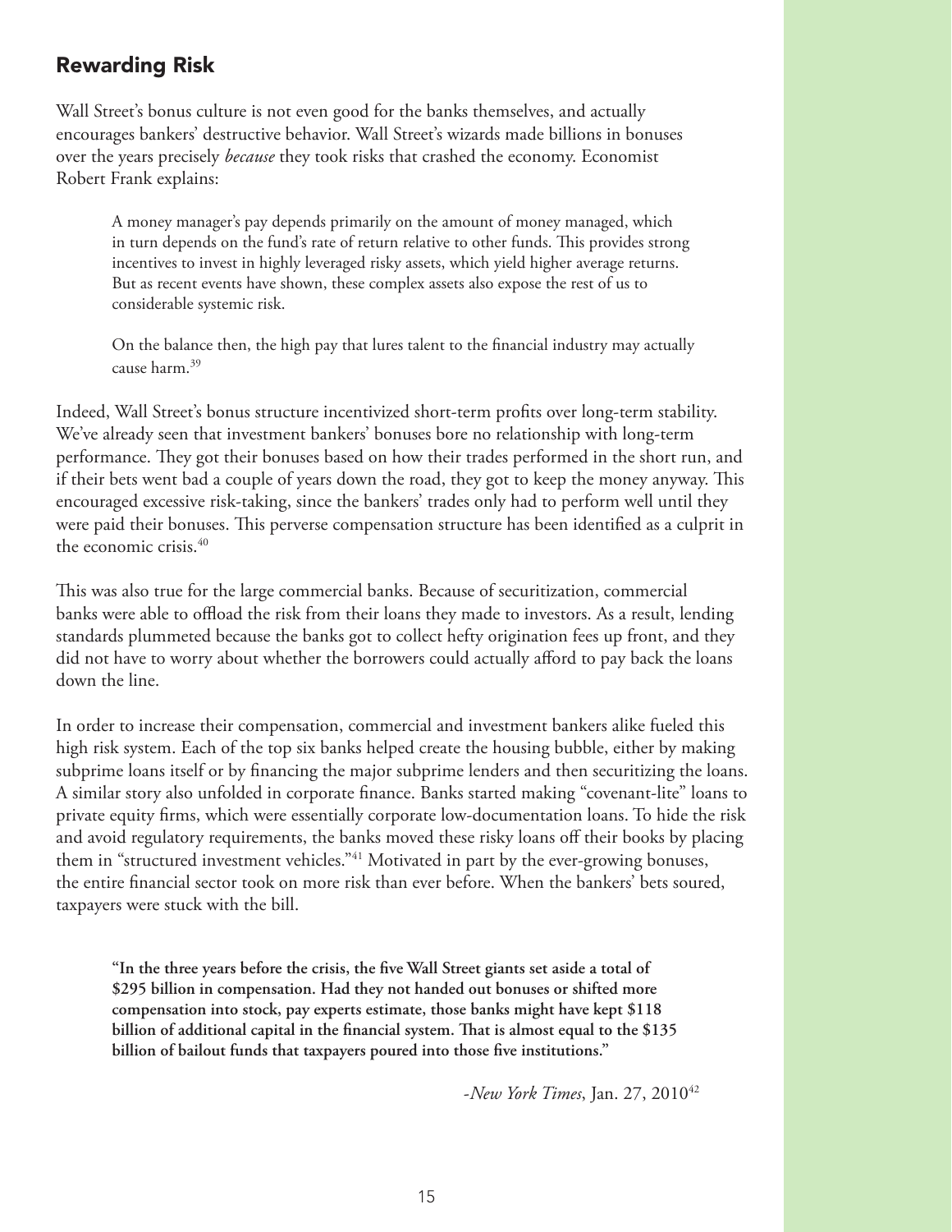## Rewarding Risk

Wall Street's bonus culture is not even good for the banks themselves, and actually encourages bankers' destructive behavior. Wall Street's wizards made billions in bonuses over the years precisely *because* they took risks that crashed the economy. Economist Robert Frank explains:

> A money manager's pay depends primarily on the amount of money managed, which in turn depends on the fund's rate of return relative to other funds. This provides strong incentives to invest in highly leveraged risky assets, which yield higher average returns. But as recent events have shown, these complex assets also expose the rest of us to considerable systemic risk.
>
> On the balance then, the high pay that lures talent to the financial industry may actually cause harm.[39]

Indeed, Wall Street's bonus structure incentivized short-term profits over long-term stability. We've already seen that investment bankers' bonuses bore no relationship with long-term performance. They got their bonuses based on how their trades performed in the short run, and if their bets went bad a couple of years down the road, they got to keep the money anyway. This encouraged excessive risk-taking, since the bankers' trades only had to perform well until they were paid their bonuses. This perverse compensation structure has been identified as a culprit in the economic crisis.[40]

This was also true for the large commercial banks. Because of securitization, commercial banks were able to offload the risk from their loans they made to investors. As a result, lending standards plummeted because the banks got to collect hefty origination fees up front, and they did not have to worry about whether the borrowers could actually afford to pay back the loans down the line.

In order to increase their compensation, commercial and investment bankers alike fueled this high risk system. Each of the top six banks helped create the housing bubble, either by making subprime loans itself or by financing the major subprime lenders and then securitizing the loans. A similar story also unfolded in corporate finance. Banks started making "covenant-lite" loans to private equity firms, which were essentially corporate low-documentation loans. To hide the risk and avoid regulatory requirements, the banks moved these risky loans off their books by placing them in "structured investment vehicles."[41] Motivated in part by the ever-growing bonuses, the entire financial sector took on more risk than ever before. When the bankers' bets soured, taxpayers were stuck with the bill.

> **"In the three years before the crisis, the five Wall Street giants set aside a total of $295 billion in compensation. Had they not handed out bonuses or shifted more compensation into stock, pay experts estimate, those banks might have kept $118 billion of additional capital in the financial system. That is almost equal to the $135 billion of bailout funds that taxpayers poured into those five institutions."**
>
> -*New York Times*, Jan. 27, 2010[42]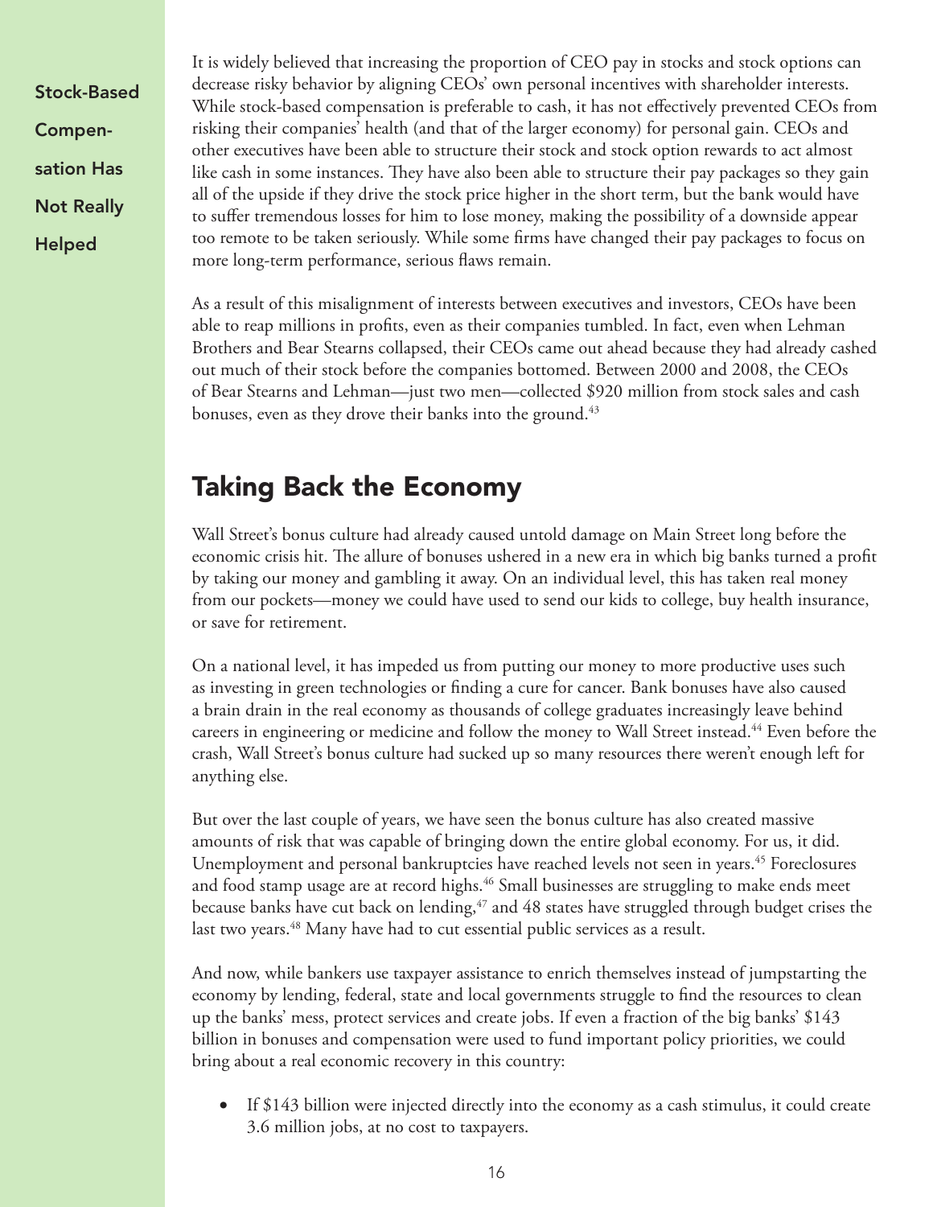**Stock-Based Compensation Has Not Really Helped**

It is widely believed that increasing the proportion of CEO pay in stocks and stock options can decrease risky behavior by aligning CEOs' own personal incentives with shareholder interests. While stock-based compensation is preferable to cash, it has not effectively prevented CEOs from risking their companies' health (and that of the larger economy) for personal gain. CEOs and other executives have been able to structure their stock and stock option rewards to act almost like cash in some instances. They have also been able to structure their pay packages so they gain all of the upside if they drive the stock price higher in the short term, but the bank would have to suffer tremendous losses for him to lose money, making the possibility of a downside appear too remote to be taken seriously. While some firms have changed their pay packages to focus on more long-term performance, serious flaws remain.

As a result of this misalignment of interests between executives and investors, CEOs have been able to reap millions in profits, even as their companies tumbled. In fact, even when Lehman Brothers and Bear Stearns collapsed, their CEOs came out ahead because they had already cashed out much of their stock before the companies bottomed. Between 2000 and 2008, the CEOs of Bear Stearns and Lehman—just two men—collected $920 million from stock sales and cash bonuses, even as they drove their banks into the ground.[43]

## Taking Back the Economy

Wall Street's bonus culture had already caused untold damage on Main Street long before the economic crisis hit. The allure of bonuses ushered in a new era in which big banks turned a profit by taking our money and gambling it away. On an individual level, this has taken real money from our pockets—money we could have used to send our kids to college, buy health insurance, or save for retirement.

On a national level, it has impeded us from putting our money to more productive uses such as investing in green technologies or finding a cure for cancer. Bank bonuses have also caused a brain drain in the real economy as thousands of college graduates increasingly leave behind careers in engineering or medicine and follow the money to Wall Street instead.[44] Even before the crash, Wall Street's bonus culture had sucked up so many resources there weren't enough left for anything else.

But over the last couple of years, we have seen the bonus culture has also created massive amounts of risk that was capable of bringing down the entire global economy. For us, it did. Unemployment and personal bankruptcies have reached levels not seen in years.[45] Foreclosures and food stamp usage are at record highs.[46] Small businesses are struggling to make ends meet because banks have cut back on lending,[47] and 48 states have struggled through budget crises the last two years.[48] Many have had to cut essential public services as a result.

And now, while bankers use taxpayer assistance to enrich themselves instead of jumpstarting the economy by lending, federal, state and local governments struggle to find the resources to clean up the banks' mess, protect services and create jobs. If even a fraction of the big banks' $143 billion in bonuses and compensation were used to fund important policy priorities, we could bring about a real economic recovery in this country:

- If $143 billion were injected directly into the economy as a cash stimulus, it could create 3.6 million jobs, at no cost to taxpayers.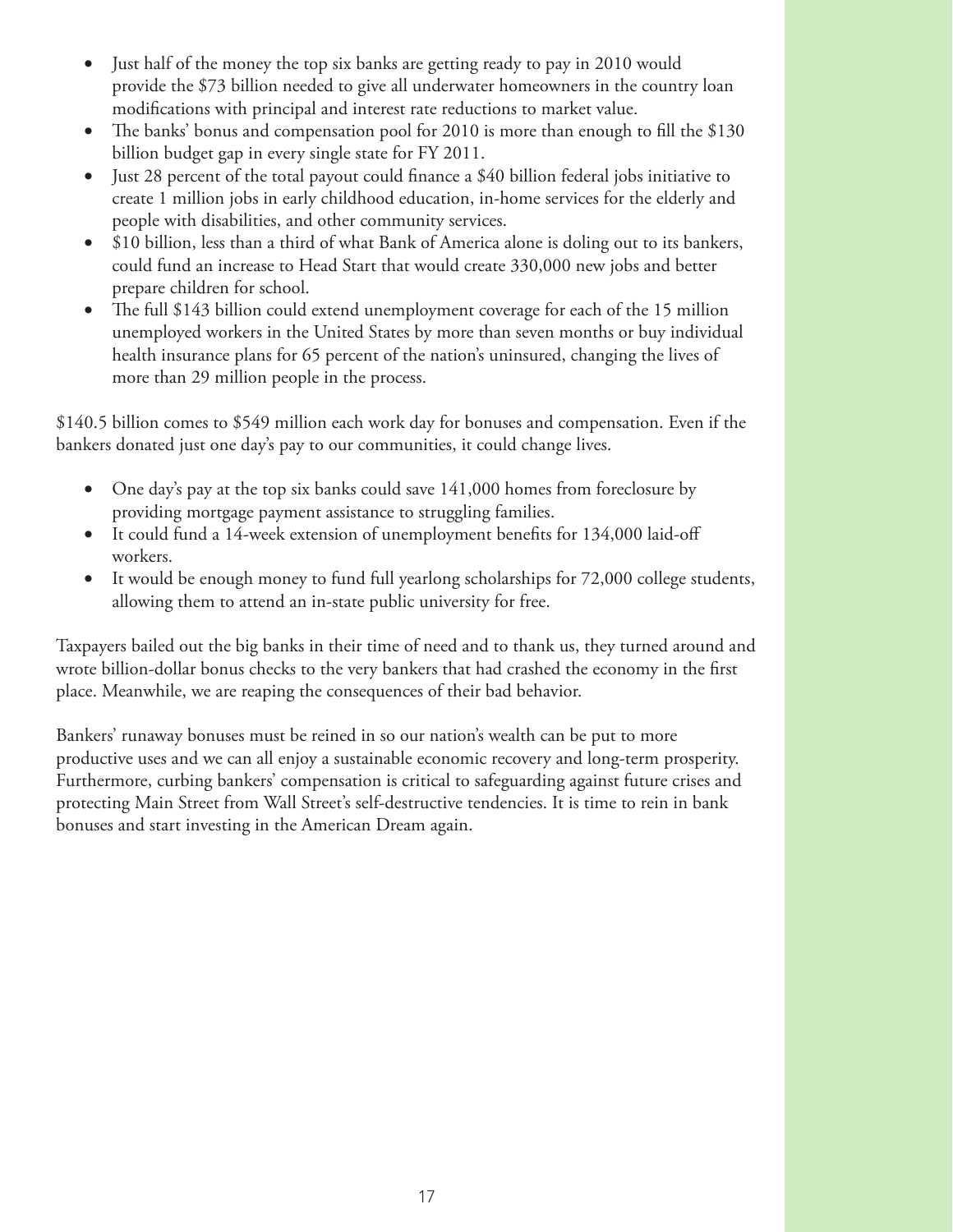- Just half of the money the top six banks are getting ready to pay in 2010 would provide the $73 billion needed to give all underwater homeowners in the country loan modifications with principal and interest rate reductions to market value.
- The banks' bonus and compensation pool for 2010 is more than enough to fill the $130 billion budget gap in every single state for FY 2011.
- Just 28 percent of the total payout could finance a $40 billion federal jobs initiative to create 1 million jobs in early childhood education, in-home services for the elderly and people with disabilities, and other community services.
- $10 billion, less than a third of what Bank of America alone is doling out to its bankers, could fund an increase to Head Start that would create 330,000 new jobs and better prepare children for school.
- The full $143 billion could extend unemployment coverage for each of the 15 million unemployed workers in the United States by more than seven months or buy individual health insurance plans for 65 percent of the nation's uninsured, changing the lives of more than 29 million people in the process.

$140.5 billion comes to $549 million each work day for bonuses and compensation. Even if the bankers donated just one day's pay to our communities, it could change lives.

- One day's pay at the top six banks could save 141,000 homes from foreclosure by providing mortgage payment assistance to struggling families.
- It could fund a 14-week extension of unemployment benefits for 134,000 laid-off workers.
- It would be enough money to fund full yearlong scholarships for 72,000 college students, allowing them to attend an in-state public university for free.

Taxpayers bailed out the big banks in their time of need and to thank us, they turned around and wrote billion-dollar bonus checks to the very bankers that had crashed the economy in the first place. Meanwhile, we are reaping the consequences of their bad behavior.

Bankers' runaway bonuses must be reined in so our nation's wealth can be put to more productive uses and we can all enjoy a sustainable economic recovery and long-term prosperity. Furthermore, curbing bankers' compensation is critical to safeguarding against future crises and protecting Main Street from Wall Street's self-destructive tendencies. It is time to rein in bank bonuses and start investing in the American Dream again.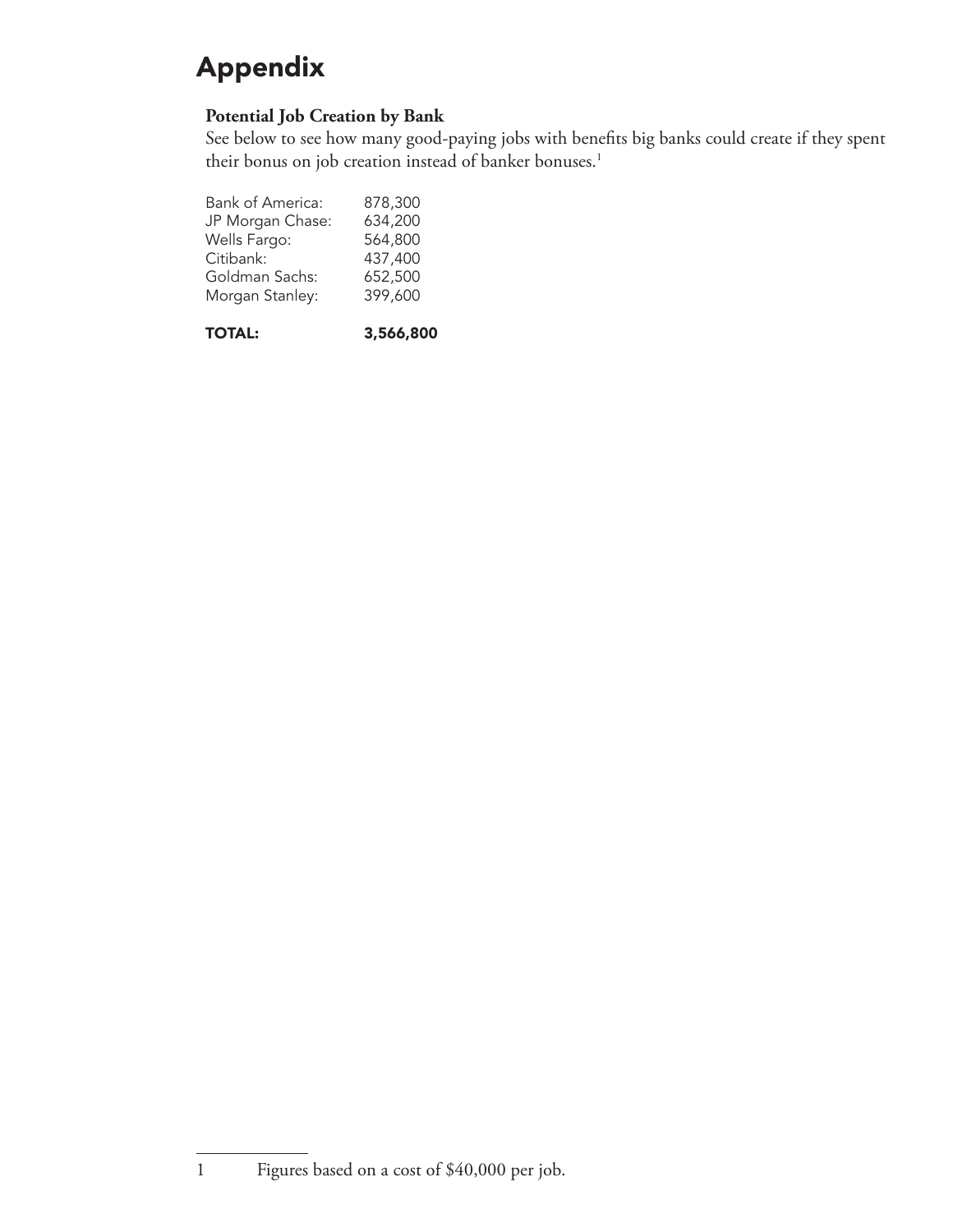# Appendix

**Potential Job Creation by Bank**

See below to see how many good-paying jobs with benefits big banks could create if they spent their bonus on job creation instead of banker bonuses.[1]

| Bank | Jobs |
|---|---|
| Bank of America: | 878,300 |
| JP Morgan Chase: | 634,200 |
| Wells Fargo: | 564,800 |
| Citibank: | 437,400 |
| Goldman Sachs: | 652,500 |
| Morgan Stanley: | 399,600 |
| **TOTAL:** | **3,566,800** |

1 Figures based on a cost of $40,000 per job.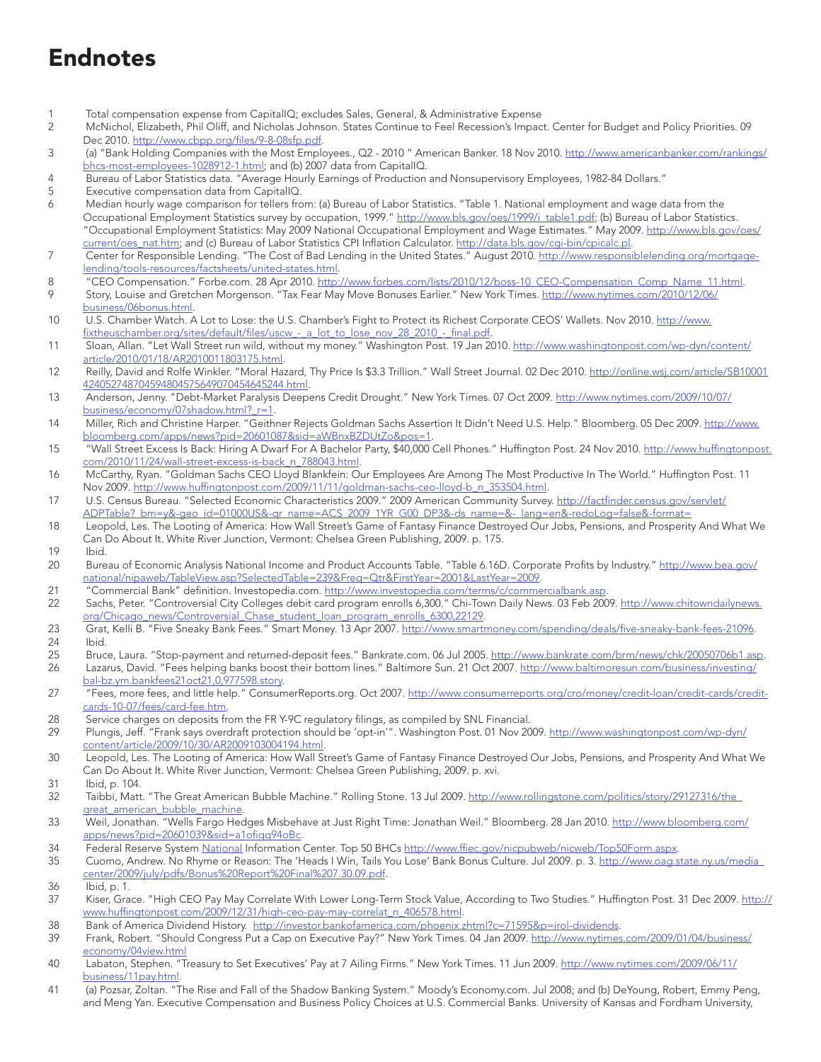# Endnotes

1. Total compensation expense from CapitalIQ; excludes Sales, General, & Administrative Expense
2. McNichol, Elizabeth, Phil Oliff, and Nicholas Johnson. States Continue to Feel Recession's Impact. Center for Budget and Policy Priorities. 09 Dec 2010. http://www.cbpp.org/files/9-8-08sfp.pdf.
3. (a) "Bank Holding Companies with the Most Employees., Q2 - 2010 " American Banker. 18 Nov 2010. http://www.americanbanker.com/rankings/bhcs-most-employees-1028912-1.html; and (b) 2007 data from CapitalIQ.
4. Bureau of Labor Statistics data. "Average Hourly Earnings of Production and Nonsupervisory Employees, 1982-84 Dollars."
5. Executive compensation data from CapitalIQ.
6. Median hourly wage comparison for tellers from: (a) Bureau of Labor Statistics. "Table 1. National employment and wage data from the Occupational Employment Statistics survey by occupation, 1999." http://www.bls.gov/oes/1999/i_table1.pdf; (b) Bureau of Labor Statistics. "Occupational Employment Statistics: May 2009 National Occupational Employment and Wage Estimates." May 2009. http://www.bls.gov/oes/current/oes_nat.htm; and (c) Bureau of Labor Statistics CPI Inflation Calculator. http://data.bls.gov/cgi-bin/cpicalc.pl.
7. Center for Responsible Lending. "The Cost of Bad Lending in the United States." August 2010. http://www.responsiblelending.org/mortgage-lending/tools-resources/factsheets/united-states.html.
8. "CEO Compensation." Forbe.com. 28 Apr 2010. http://www.forbes.com/lists/2010/12/boss-10_CEO-Compensation_Comp_Name_11.html.
9. Story, Louise and Gretchen Morgenson. "Tax Fear May Move Bonuses Earlier." New York Times. http://www.nytimes.com/2010/12/06/business/06bonus.html.
10. U.S. Chamber Watch. A Lot to Lose: the U.S. Chamber's Fight to Protect its Richest Corporate CEOS' Wallets. Nov 2010. http://www.fixtheuschamber.org/sites/default/files/uscw_-_a_lot_to_lose_nov_28_2010_-_final.pdf.
11. Sloan, Allan. "Let Wall Street run wild, without my money." Washington Post. 19 Jan 2010. http://www.washingtonpost.com/wp-dyn/content/article/2010/01/18/AR2010011803175.html.
12. Reilly, David and Rolfe Winkler. "Moral Hazard, Thy Price Is $3.3 Trillion." Wall Street Journal. 02 Dec 2010. http://online.wsj.com/article/SB10001424052748704594804575649070454645244.html.
13. Anderson, Jenny. "Debt-Market Paralysis Deepens Credit Drought." New York Times. 07 Oct 2009. http://www.nytimes.com/2009/10/07/business/economy/07shadow.html?_r=1.
14. Miller, Rich and Christine Harper. "Geithner Rejects Goldman Sachs Assertion It Didn't Need U.S. Help." Bloomberg. 05 Dec 2009. http://www.bloomberg.com/apps/news?pid=20601087&sid=aWBnxBZDUtZo&pos=1.
15. "Wall Street Excess Is Back: Hiring A Dwarf For A Bachelor Party, $40,000 Cell Phones." Huffington Post. 24 Nov 2010. http://www.huffingtonpost.com/2010/11/24/wall-street-excess-is-back_n_788043.html.
16. McCarthy, Ryan. "Goldman Sachs CEO Lloyd Blankfein: Our Employees Are Among The Most Productive In The World." Huffington Post. 11 Nov 2009. http://www.huffingtonpost.com/2009/11/11/goldman-sachs-ceo-lloyd-b_n_353504.html.
17. U.S. Census Bureau. "Selected Economic Characteristics 2009." 2009 American Community Survey. http://factfinder.census.gov/servlet/ADPTable?_bm=y&-geo_id=01000US&-qr_name=ACS_2009_1YR_G00_DP3&-ds_name=&-_lang=en&-redoLog=false&-format=
18. Leopold, Les. The Looting of America: How Wall Street's Game of Fantasy Finance Destroyed Our Jobs, Pensions, and Prosperity And What We Can Do About It. White River Junction, Vermont: Chelsea Green Publishing, 2009. p. 175.
19. Ibid.
20. Bureau of Economic Analysis National Income and Product Accounts Table. "Table 6.16D. Corporate Profits by Industry." http://www.bea.gov/national/nipaweb/TableView.asp?SelectedTable=239&Freq=Qtr&FirstYear=2001&LastYear=2009.
21. "Commercial Bank" definition. Investopedia.com. http://www.investopedia.com/terms/c/commercialbank.asp.
22. Sachs, Peter. "Controversial City Colleges debit card program enrolls 6,300." Chi-Town Daily News. 03 Feb 2009. http://www.chitowndailynews.org/Chicago_news/Controversial_Chase_student_loan_program_enrolls_6300,22129.
23. Grat, Kelli B. "Five Sneaky Bank Fees." Smart Money. 13 Apr 2007. http://www.smartmoney.com/spending/deals/five-sneaky-bank-fees-21096.
24. Ibid.
25. Bruce, Laura. "Stop-payment and returned-deposit fees." Bankrate.com. 06 Jul 2005. http://www.bankrate.com/brm/news/chk/20050706b1.asp.
26. Lazarus, David. "Fees helping banks boost their bottom lines." Baltimore Sun. 21 Oct 2007. http://www.baltimoresun.com/business/investing/bal-bz.ym.bankfees21oct21,0,977598.story.
27. "Fees, more fees, and little help." ConsumerReports.org. Oct 2007. http://www.consumerreports.org/cro/money/credit-loan/credit-cards/credit-cards-10-07/fees/card-fee.htm.
28. Service charges on deposits from the FR Y-9C regulatory filings, as compiled by SNL Financial.
29. Plungis, Jeff. "Frank says overdraft protection should be 'opt-in'". Washington Post. 01 Nov 2009. http://www.washingtonpost.com/wp-dyn/content/article/2009/10/30/AR2009103004194.html.
30. Leopold, Les. The Looting of America: How Wall Street's Game of Fantasy Finance Destroyed Our Jobs, Pensions, and Prosperity And What We Can Do About It. White River Junction, Vermont: Chelsea Green Publishing, 2009. p. xvi.
31. Ibid, p. 104.
32. Taibbi, Matt. "The Great American Bubble Machine." Rolling Stone. 13 Jul 2009. http://www.rollingstone.com/politics/story/29127316/the_great_american_bubble_machine.
33. Weil, Jonathan. "Wells Fargo Hedges Misbehave at Just Right Time: Jonathan Weil." Bloomberg. 28 Jan 2010. http://www.bloomberg.com/apps/news?pid=20601039&sid=a1ofiqq94oBc.
34. Federal Reserve System National Information Center. Top 50 BHCs http://www.ffiec.gov/nicpubweb/nicweb/Top50Form.aspx.
35. Cuomo, Andrew. No Rhyme or Reason: The 'Heads I Win, Tails You Lose' Bank Bonus Culture. Jul 2009. p. 3. http://www.oag.state.ny.us/media_center/2009/july/pdfs/Bonus%20Report%20Final%207.30.09.pdf.
36. Ibid, p. 1.
37. Kiser, Grace. "High CEO Pay May Correlate With Lower Long-Term Stock Value, According to Two Studies." Huffington Post. 31 Dec 2009. http://www.huffingtonpost.com/2009/12/31/high-ceo-pay-may-correlat_n_406578.html.
38. Bank of America Dividend History. http://investor.bankofamerica.com/phoenix.zhtml?c=71595&p=irol-dividends.
39. Frank, Robert. "Should Congress Put a Cap on Executive Pay?" New York Times. 04 Jan 2009. http://www.nytimes.com/2009/01/04/business/economy/04view.html
40. Labaton, Stephen. "Treasury to Set Executives' Pay at 7 Ailing Firms." New York Times. 11 Jun 2009. http://www.nytimes.com/2009/06/11/business/11pay.html.
41. (a) Pozsar, Zoltan. "The Rise and Fall of the Shadow Banking System." Moody's Economy.com. Jul 2008; and (b) DeYoung, Robert, Emmy Peng, and Meng Yan. Executive Compensation and Business Policy Choices at U.S. Commercial Banks. University of Kansas and Fordham University,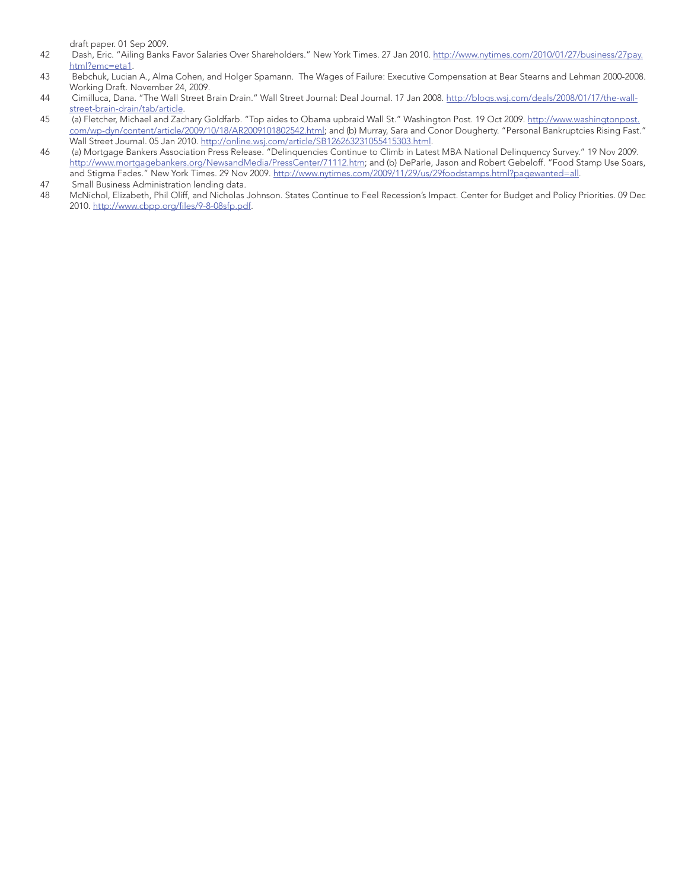draft paper. 01 Sep 2009.

42 Dash, Eric. "Ailing Banks Favor Salaries Over Shareholders." New York Times. 27 Jan 2010. http://www.nytimes.com/2010/01/27/business/27pay.html?emc=eta1.

43 Bebchuk, Lucian A., Alma Cohen, and Holger Spamann. The Wages of Failure: Executive Compensation at Bear Stearns and Lehman 2000-2008. Working Draft. November 24, 2009.

44 Cimilluca, Dana. "The Wall Street Brain Drain." Wall Street Journal: Deal Journal. 17 Jan 2008. http://blogs.wsj.com/deals/2008/01/17/the-wall-street-brain-drain/tab/article.

45 (a) Fletcher, Michael and Zachary Goldfarb. "Top aides to Obama upbraid Wall St." Washington Post. 19 Oct 2009. http://www.washingtonpost.com/wp-dyn/content/article/2009/10/18/AR2009101802542.html; and (b) Murray, Sara and Conor Dougherty. "Personal Bankruptcies Rising Fast." Wall Street Journal. 05 Jan 2010. http://online.wsj.com/article/SB126263231055415303.html.

46 (a) Mortgage Bankers Association Press Release. "Delinquencies Continue to Climb in Latest MBA National Delinquency Survey." 19 Nov 2009. http://www.mortgagebankers.org/NewsandMedia/PressCenter/71112.htm; and (b) DeParle, Jason and Robert Gebeloff. "Food Stamp Use Soars, and Stigma Fades." New York Times. 29 Nov 2009. http://www.nytimes.com/2009/11/29/us/29foodstamps.html?pagewanted=all.

47 Small Business Administration lending data.

48 McNichol, Elizabeth, Phil Oliff, and Nicholas Johnson. States Continue to Feel Recession's Impact. Center for Budget and Policy Priorities. 09 Dec 2010. http://www.cbpp.org/files/9-8-08sfp.pdf.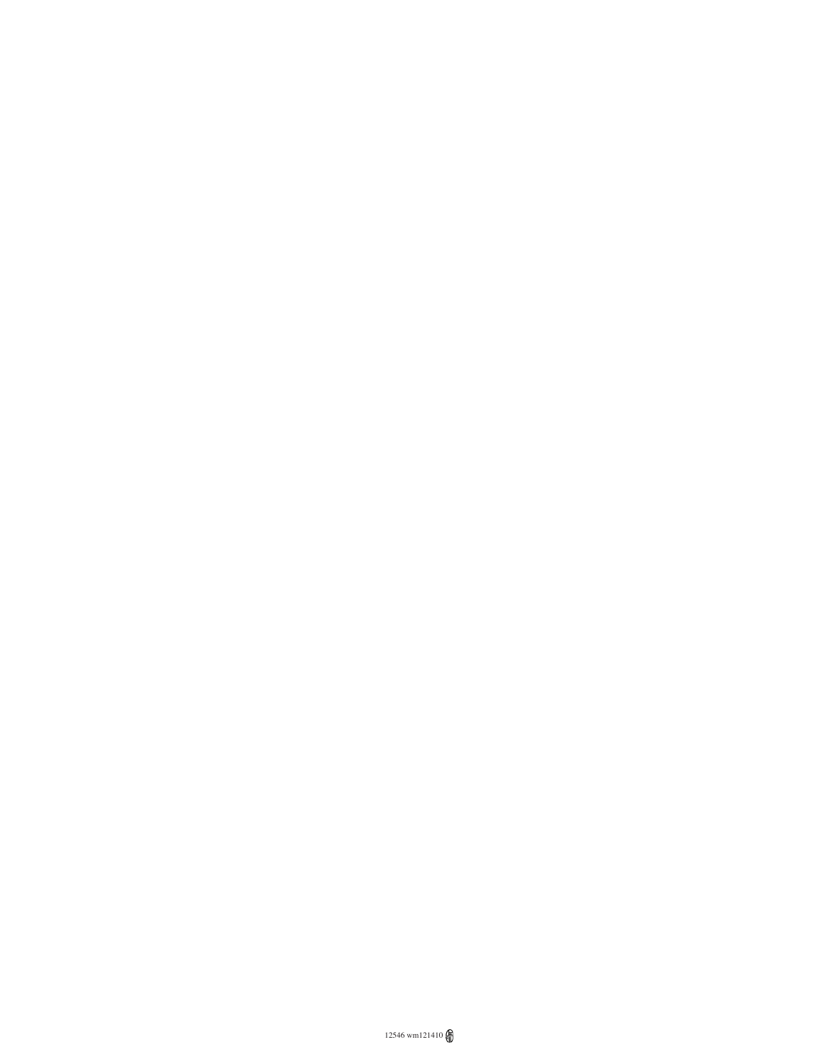12546 wm121410